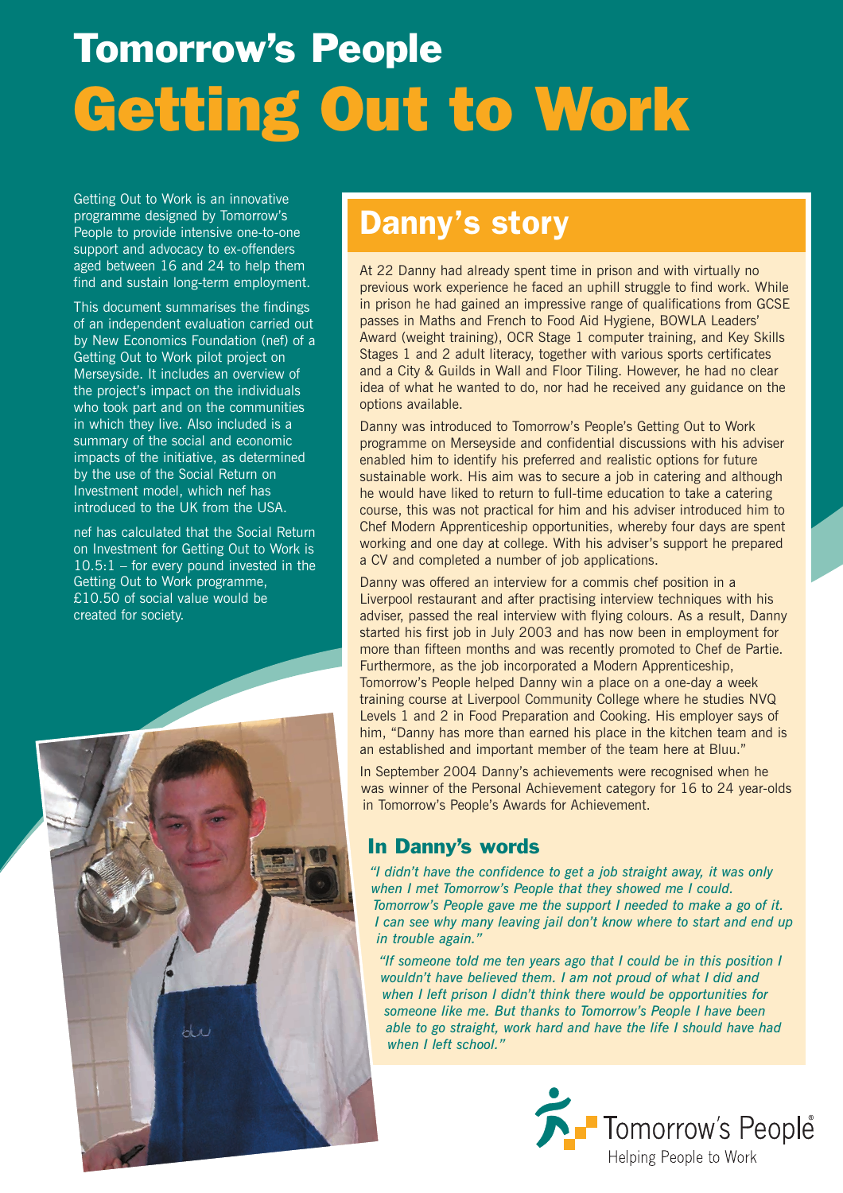# Tomorrow's People

# Getting Out to Work

Getting Out to Work is an innovative programme designed by Tomorrow's People to provide intensive one-to-one support and advocacy to ex-offenders aged between 16 and 24 to help them find and sustain long-term employment.

This document summarises the findings of an independent evaluation carried out by New Economics Foundation (nef) of a Getting Out to Work pilot project on Merseyside. It includes an overview of the project's impact on the individuals who took part and on the communities in which they live. Also included is a summary of the social and economic impacts of the initiative, as determined by the use of the Social Return on Investment model, which nef has introduced to the UK from the USA.

nef has calculated that the Social Return on Investment for Getting Out to Work is 10.5:1 – for every pound invested in the Getting Out to Work programme, £10.50 of social value would be created for society.

## Danny's story

At 22 Danny had already spent time in prison and with virtually no previous work experience he faced an uphill struggle to find work. While in prison he had gained an impressive range of qualifications from GCSE passes in Maths and French to Food Aid Hygiene, BOWLA Leaders' Award (weight training), OCR Stage 1 computer training, and Key Skills Stages 1 and 2 adult literacy, together with various sports certificates and a City & Guilds in Wall and Floor Tiling. However, he had no clear idea of what he wanted to do, nor had he received any guidance on the options available.

Danny was introduced to Tomorrow's People's Getting Out to Work programme on Merseyside and confidential discussions with his adviser enabled him to identify his preferred and realistic options for future sustainable work. His aim was to secure a job in catering and although he would have liked to return to full-time education to take a catering course, this was not practical for him and his adviser introduced him to Chef Modern Apprenticeship opportunities, whereby four days are spent working and one day at college. With his adviser's support he prepared a CV and completed a number of job applications.

Danny was offered an interview for a commis chef position in a Liverpool restaurant and after practising interview techniques with his adviser, passed the real interview with flying colours. As a result, Danny started his first job in July 2003 and has now been in employment for more than fifteen months and was recently promoted to Chef de Partie. Furthermore, as the job incorporated a Modern Apprenticeship, Tomorrow's People helped Danny win a place on a one-day a week training course at Liverpool Community College where he studies NVQ Levels 1 and 2 in Food Preparation and Cooking. His employer says of him, "Danny has more than earned his place in the kitchen team and is an established and important member of the team here at Bluu."

In September 2004 Danny's achievements were recognised when he was winner of the Personal Achievement category for 16 to 24 year-olds in Tomorrow's People's Awards for Achievement.

### In Danny's words

*"I didn't have the confidence to get a job straight away, it was only when I met Tomorrow's People that they showed me I could. Tomorrow's People gave me the support I needed to make a go of it. I can see why many leaving jail don't know where to start and end up in trouble again."*

*"If someone told me ten years ago that I could be in this position I wouldn't have believed them. I am not proud of what I did and when I left prison I didn't think there would be opportunities for someone like me. But thanks to Tomorrow's People I have been able to go straight, work hard and have the life I should have had when I left school."*

Tomorrow's People®
Helping People to Work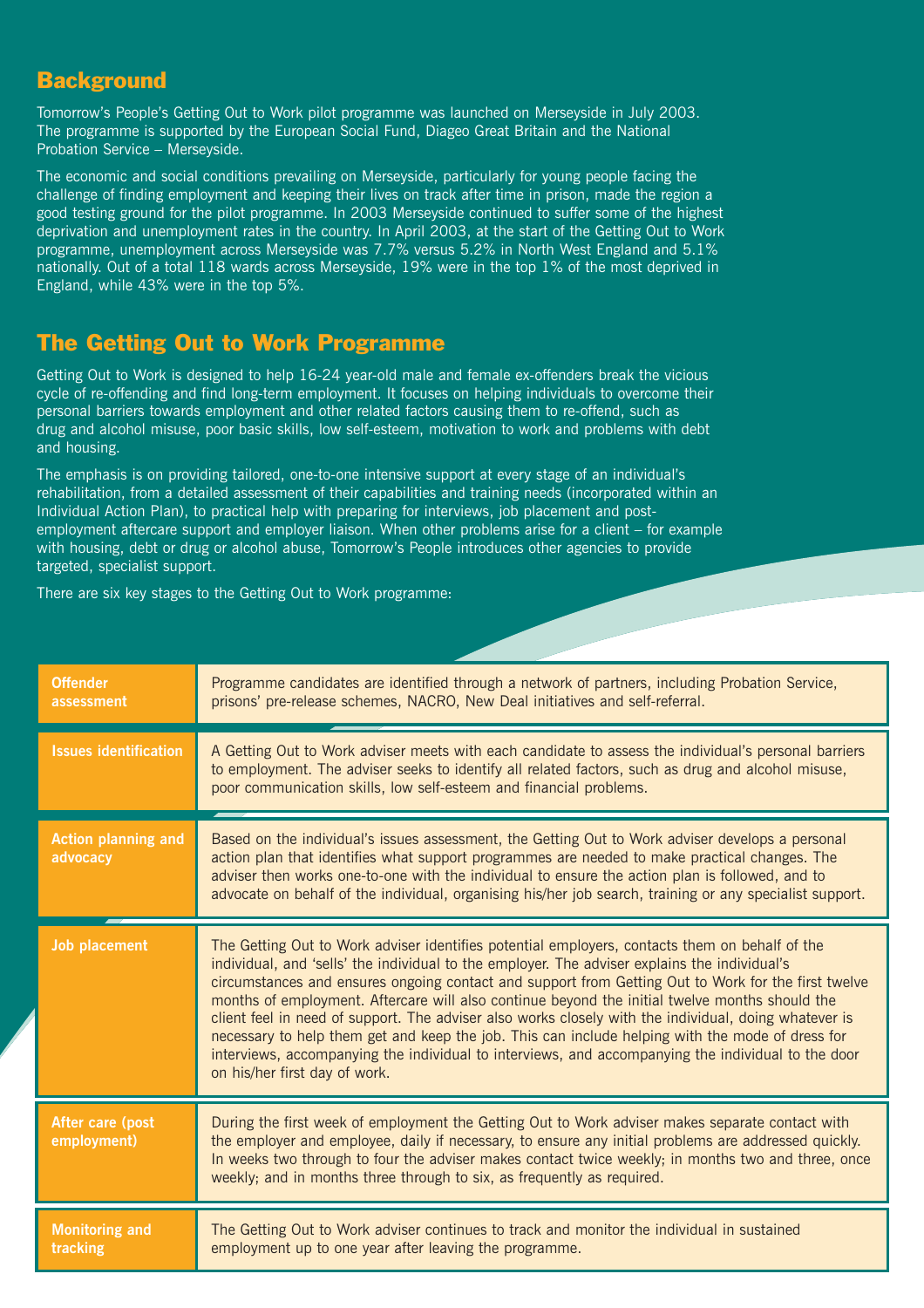## Background

Tomorrow's People's Getting Out to Work pilot programme was launched on Merseyside in July 2003. The programme is supported by the European Social Fund, Diageo Great Britain and the National Probation Service – Merseyside.

The economic and social conditions prevailing on Merseyside, particularly for young people facing the challenge of finding employment and keeping their lives on track after time in prison, made the region a good testing ground for the pilot programme. In 2003 Merseyside continued to suffer some of the highest deprivation and unemployment rates in the country. In April 2003, at the start of the Getting Out to Work programme, unemployment across Merseyside was 7.7% versus 5.2% in North West England and 5.1% nationally. Out of a total 118 wards across Merseyside, 19% were in the top 1% of the most deprived in England, while 43% were in the top 5%.

## The Getting Out to Work Programme

Getting Out to Work is designed to help 16-24 year-old male and female ex-offenders break the vicious cycle of re-offending and find long-term employment. It focuses on helping individuals to overcome their personal barriers towards employment and other related factors causing them to re-offend, such as drug and alcohol misuse, poor basic skills, low self-esteem, motivation to work and problems with debt and housing.

The emphasis is on providing tailored, one-to-one intensive support at every stage of an individual's rehabilitation, from a detailed assessment of their capabilities and training needs (incorporated within an Individual Action Plan), to practical help with preparing for interviews, job placement and post-employment aftercare support and employer liaison. When other problems arise for a client – for example with housing, debt or drug or alcohol abuse, Tomorrow's People introduces other agencies to provide targeted, specialist support.

There are six key stages to the Getting Out to Work programme:

| Stage | Description |
| --- | --- |
| **Offender assessment** | Programme candidates are identified through a network of partners, including Probation Service, prisons' pre-release schemes, NACRO, New Deal initiatives and self-referral. |
| **Issues identification** | A Getting Out to Work adviser meets with each candidate to assess the individual's personal barriers to employment. The adviser seeks to identify all related factors, such as drug and alcohol misuse, poor communication skills, low self-esteem and financial problems. |
| **Action planning and advocacy** | Based on the individual's issues assessment, the Getting Out to Work adviser develops a personal action plan that identifies what support programmes are needed to make practical changes. The adviser then works one-to-one with the individual to ensure the action plan is followed, and to advocate on behalf of the individual, organising his/her job search, training or any specialist support. |
| **Job placement** | The Getting Out to Work adviser identifies potential employers, contacts them on behalf of the individual, and 'sells' the individual to the employer. The adviser explains the individual's circumstances and ensures ongoing contact and support from Getting Out to Work for the first twelve months of employment. Aftercare will also continue beyond the initial twelve months should the client feel in need of support. The adviser also works closely with the individual, doing whatever is necessary to help them get and keep the job. This can include helping with the mode of dress for interviews, accompanying the individual to interviews, and accompanying the individual to the door on his/her first day of work. |
| **After care (post employment)** | During the first week of employment the Getting Out to Work adviser makes separate contact with the employer and employee, daily if necessary, to ensure any initial problems are addressed quickly. In weeks two through to four the adviser makes contact twice weekly; in months two and three, once weekly; and in months three through to six, as frequently as required. |
| **Monitoring and tracking** | The Getting Out to Work adviser continues to track and monitor the individual in sustained employment up to one year after leaving the programme. |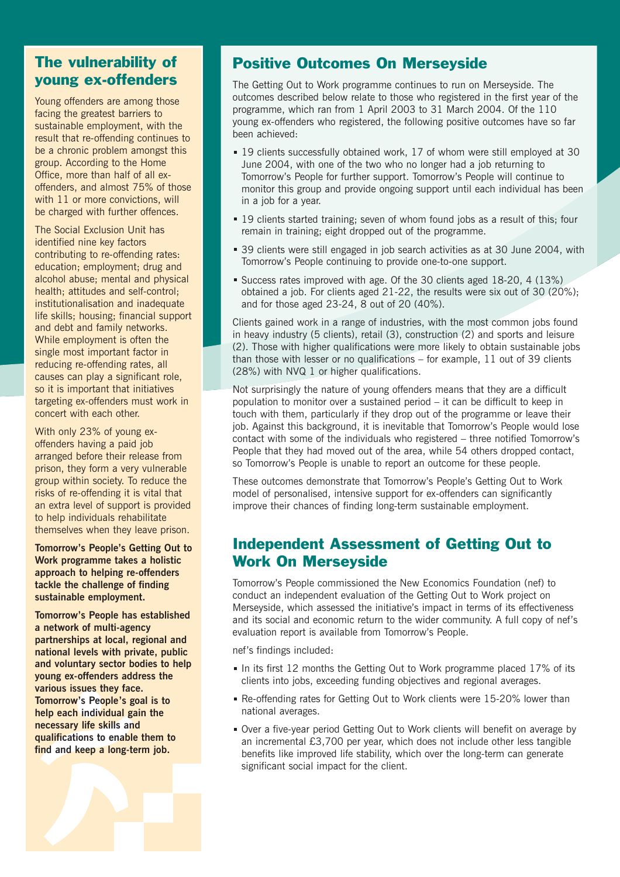## The vulnerability of young ex-offenders

Young offenders are among those facing the greatest barriers to sustainable employment, with the result that re-offending continues to be a chronic problem amongst this group. According to the Home Office, more than half of all ex-offenders, and almost 75% of those with 11 or more convictions, will be charged with further offences.

The Social Exclusion Unit has identified nine key factors contributing to re-offending rates: education; employment; drug and alcohol abuse; mental and physical health; attitudes and self-control; institutionalisation and inadequate life skills; housing; financial support and debt and family networks. While employment is often the single most important factor in reducing re-offending rates, all causes can play a significant role, so it is important that initiatives targeting ex-offenders must work in concert with each other.

With only 23% of young ex-offenders having a paid job arranged before their release from prison, they form a very vulnerable group within society. To reduce the risks of re-offending it is vital that an extra level of support is provided to help individuals rehabilitate themselves when they leave prison.

**Tomorrow's People's Getting Out to Work programme takes a holistic approach to helping re-offenders tackle the challenge of finding sustainable employment.**

**Tomorrow's People has established a network of multi-agency partnerships at local, regional and national levels with private, public and voluntary sector bodies to help young ex-offenders address the various issues they face. Tomorrow's People's goal is to help each individual gain the necessary life skills and qualifications to enable them to find and keep a long-term job.**

## Positive Outcomes On Merseyside

The Getting Out to Work programme continues to run on Merseyside. The outcomes described below relate to those who registered in the first year of the programme, which ran from 1 April 2003 to 31 March 2004. Of the 110 young ex-offenders who registered, the following positive outcomes have so far been achieved:

- 19 clients successfully obtained work, 17 of whom were still employed at 30 June 2004, with one of the two who no longer had a job returning to Tomorrow's People for further support. Tomorrow's People will continue to monitor this group and provide ongoing support until each individual has been in a job for a year.
- 19 clients started training; seven of whom found jobs as a result of this; four remain in training; eight dropped out of the programme.
- 39 clients were still engaged in job search activities as at 30 June 2004, with Tomorrow's People continuing to provide one-to-one support.
- Success rates improved with age. Of the 30 clients aged 18-20, 4 (13%) obtained a job. For clients aged 21-22, the results were six out of 30 (20%); and for those aged 23-24, 8 out of 20 (40%).

Clients gained work in a range of industries, with the most common jobs found in heavy industry (5 clients), retail (3), construction (2) and sports and leisure (2). Those with higher qualifications were more likely to obtain sustainable jobs than those with lesser or no qualifications – for example, 11 out of 39 clients (28%) with NVQ 1 or higher qualifications.

Not surprisingly the nature of young offenders means that they are a difficult population to monitor over a sustained period – it can be difficult to keep in touch with them, particularly if they drop out of the programme or leave their job. Against this background, it is inevitable that Tomorrow's People would lose contact with some of the individuals who registered – three notified Tomorrow's People that they had moved out of the area, while 54 others dropped contact, so Tomorrow's People is unable to report an outcome for these people.

These outcomes demonstrate that Tomorrow's People's Getting Out to Work model of personalised, intensive support for ex-offenders can significantly improve their chances of finding long-term sustainable employment.

## Independent Assessment of Getting Out to Work On Merseyside

Tomorrow's People commissioned the New Economics Foundation (nef) to conduct an independent evaluation of the Getting Out to Work project on Merseyside, which assessed the initiative's impact in terms of its effectiveness and its social and economic return to the wider community. A full copy of nef's evaluation report is available from Tomorrow's People.

nef's findings included:

- In its first 12 months the Getting Out to Work programme placed 17% of its clients into jobs, exceeding funding objectives and regional averages.
- Re-offending rates for Getting Out to Work clients were 15-20% lower than national averages.
- Over a five-year period Getting Out to Work clients will benefit on average by an incremental £3,700 per year, which does not include other less tangible benefits like improved life stability, which over the long-term can generate significant social impact for the client.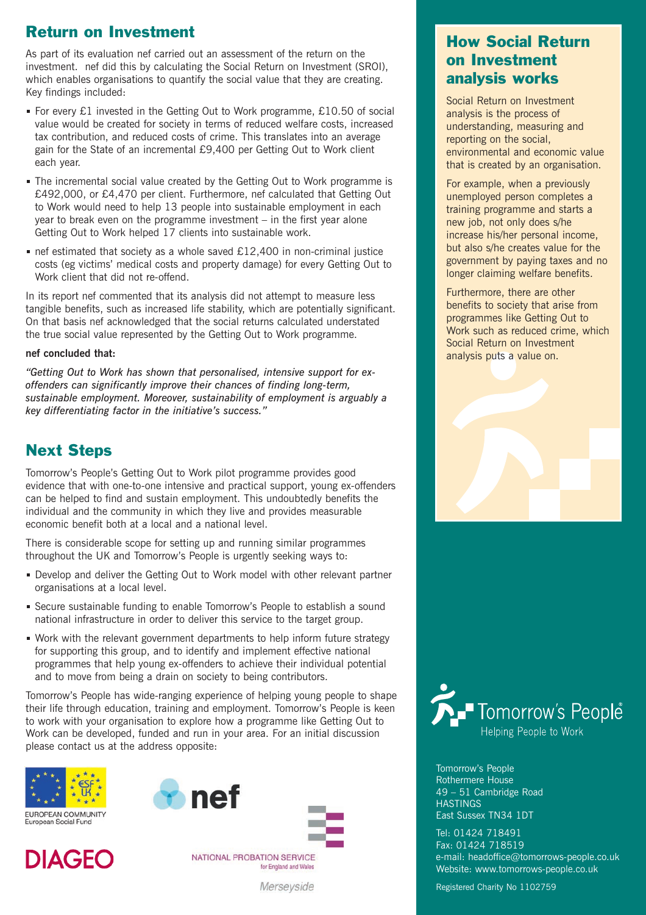## Return on Investment

As part of its evaluation nef carried out an assessment of the return on the investment. nef did this by calculating the Social Return on Investment (SROI), which enables organisations to quantify the social value that they are creating. Key findings included:

- For every £1 invested in the Getting Out to Work programme, £10.50 of social value would be created for society in terms of reduced welfare costs, increased tax contribution, and reduced costs of crime. This translates into an average gain for the State of an incremental £9,400 per Getting Out to Work client each year.
- The incremental social value created by the Getting Out to Work programme is £492,000, or £4,470 per client. Furthermore, nef calculated that Getting Out to Work would need to help 13 people into sustainable employment in each year to break even on the programme investment – in the first year alone Getting Out to Work helped 17 clients into sustainable work.
- nef estimated that society as a whole saved £12,400 in non-criminal justice costs (eg victims' medical costs and property damage) for every Getting Out to Work client that did not re-offend.

In its report nef commented that its analysis did not attempt to measure less tangible benefits, such as increased life stability, which are potentially significant. On that basis nef acknowledged that the social returns calculated understated the true social value represented by the Getting Out to Work programme.

**nef concluded that:**

*"Getting Out to Work has shown that personalised, intensive support for ex-offenders can significantly improve their chances of finding long-term, sustainable employment. Moreover, sustainability of employment is arguably a key differentiating factor in the initiative's success."*

## Next Steps

Tomorrow's People's Getting Out to Work pilot programme provides good evidence that with one-to-one intensive and practical support, young ex-offenders can be helped to find and sustain employment. This undoubtedly benefits the individual and the community in which they live and provides measurable economic benefit both at a local and a national level.

There is considerable scope for setting up and running similar programmes throughout the UK and Tomorrow's People is urgently seeking ways to:

- Develop and deliver the Getting Out to Work model with other relevant partner organisations at a local level.
- Secure sustainable funding to enable Tomorrow's People to establish a sound national infrastructure in order to deliver this service to the target group.
- Work with the relevant government departments to help inform future strategy for supporting this group, and to identify and implement effective national programmes that help young ex-offenders to achieve their individual potential and to move from being a drain on society to being contributors.

Tomorrow's People has wide-ranging experience of helping young people to shape their life through education, training and employment. Tomorrow's People is keen to work with your organisation to explore how a programme like Getting Out to Work can be developed, funded and run in your area. For an initial discussion please contact us at the address opposite:

EUROPEAN COMMUNITY
European Social Fund

nef

DIAGEO

NATIONAL PROBATION SERVICE for England and Wales

Merseyside

## How Social Return on Investment analysis works

Social Return on Investment analysis is the process of understanding, measuring and reporting on the social, environmental and economic value that is created by an organisation.

For example, when a previously unemployed person completes a training programme and starts a new job, not only does s/he increase his/her personal income, but also s/he creates value for the government by paying taxes and no longer claiming welfare benefits.

Furthermore, there are other benefits to society that arise from programmes like Getting Out to Work such as reduced crime, which Social Return on Investment analysis puts a value on.

Tomorrow's People®
Helping People to Work

Tomorrow's People
Rothermere House
49 – 51 Cambridge Road
HASTINGS
East Sussex TN34 1DT

Tel: 01424 718491
Fax: 01424 718519
e-mail: headoffice@tomorrows-people.co.uk
Website: www.tomorrows-people.co.uk

Registered Charity No 1102759